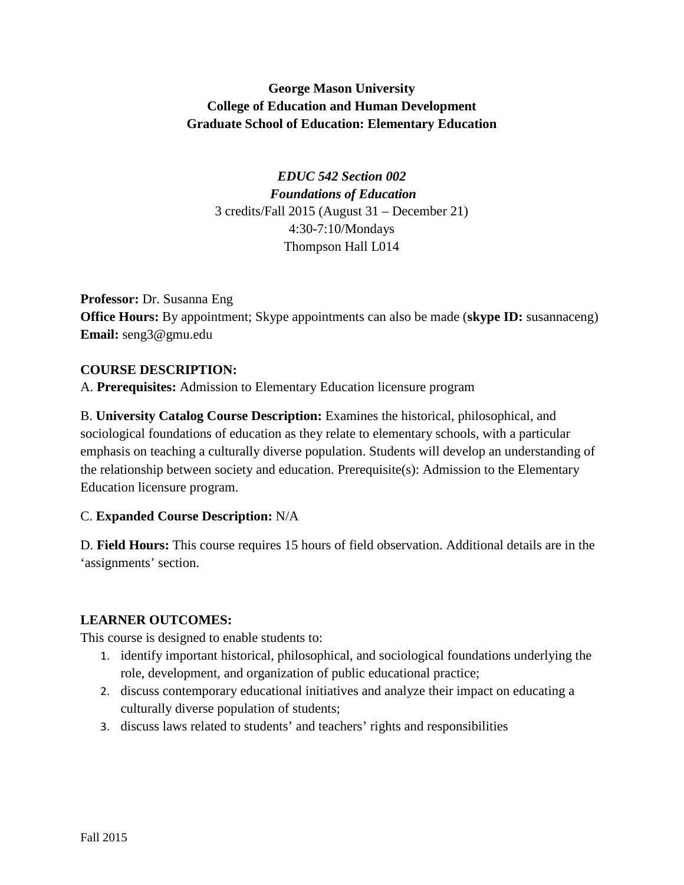**George Mason University**
**College of Education and Human Development**
**Graduate School of Education: Elementary Education**

***EDUC 542 Section 002***
***Foundations of Education***
3 credits/Fall 2015 (August 31 – December 21)
4:30-7:10/Mondays
Thompson Hall L014

**Professor:** Dr. Susanna Eng
**Office Hours:** By appointment; Skype appointments can also be made (**skype ID:** susannaceng)
**Email:** seng3@gmu.edu

**COURSE DESCRIPTION:**

A. **Prerequisites:** Admission to Elementary Education licensure program

B. **University Catalog Course Description:** Examines the historical, philosophical, and sociological foundations of education as they relate to elementary schools, with a particular emphasis on teaching a culturally diverse population. Students will develop an understanding of the relationship between society and education. Prerequisite(s): Admission to the Elementary Education licensure program.

C. **Expanded Course Description:** N/A

D. **Field Hours:** This course requires 15 hours of field observation. Additional details are in the 'assignments' section.

**LEARNER OUTCOMES:**

This course is designed to enable students to:

1. identify important historical, philosophical, and sociological foundations underlying the role, development, and organization of public educational practice;
2. discuss contemporary educational initiatives and analyze their impact on educating a culturally diverse population of students;
3. discuss laws related to students' and teachers' rights and responsibilities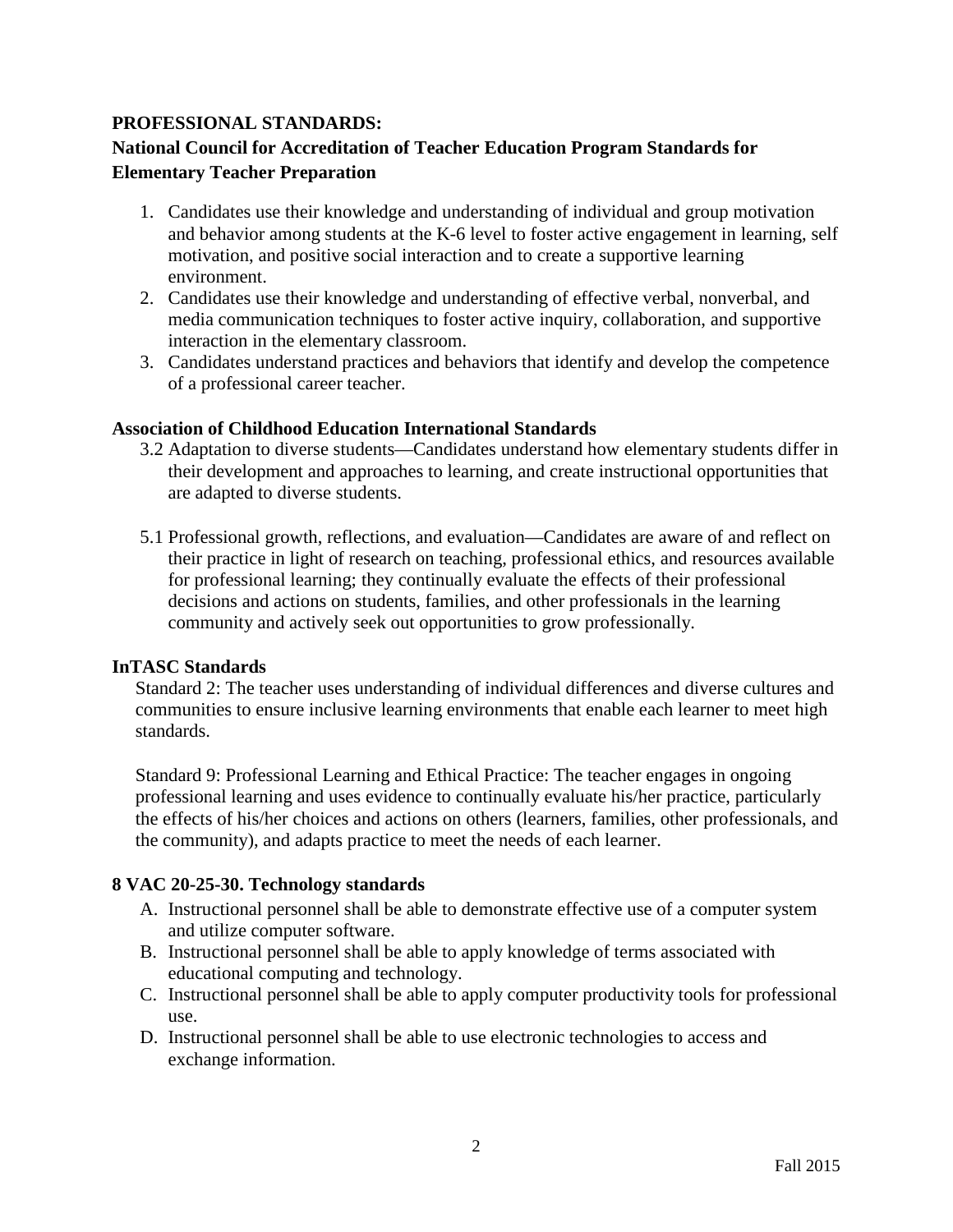**PROFESSIONAL STANDARDS:**

**National Council for Accreditation of Teacher Education Program Standards for Elementary Teacher Preparation**

1. Candidates use their knowledge and understanding of individual and group motivation and behavior among students at the K-6 level to foster active engagement in learning, self motivation, and positive social interaction and to create a supportive learning environment.
2. Candidates use their knowledge and understanding of effective verbal, nonverbal, and media communication techniques to foster active inquiry, collaboration, and supportive interaction in the elementary classroom.
3. Candidates understand practices and behaviors that identify and develop the competence of a professional career teacher.

**Association of Childhood Education International Standards**

3.2 Adaptation to diverse students—Candidates understand how elementary students differ in their development and approaches to learning, and create instructional opportunities that are adapted to diverse students.

5.1 Professional growth, reflections, and evaluation—Candidates are aware of and reflect on their practice in light of research on teaching, professional ethics, and resources available for professional learning; they continually evaluate the effects of their professional decisions and actions on students, families, and other professionals in the learning community and actively seek out opportunities to grow professionally.

**InTASC Standards**

Standard 2: The teacher uses understanding of individual differences and diverse cultures and communities to ensure inclusive learning environments that enable each learner to meet high standards.

Standard 9: Professional Learning and Ethical Practice: The teacher engages in ongoing professional learning and uses evidence to continually evaluate his/her practice, particularly the effects of his/her choices and actions on others (learners, families, other professionals, and the community), and adapts practice to meet the needs of each learner.

**8 VAC 20-25-30. Technology standards**

A. Instructional personnel shall be able to demonstrate effective use of a computer system and utilize computer software.
B. Instructional personnel shall be able to apply knowledge of terms associated with educational computing and technology.
C. Instructional personnel shall be able to apply computer productivity tools for professional use.
D. Instructional personnel shall be able to use electronic technologies to access and exchange information.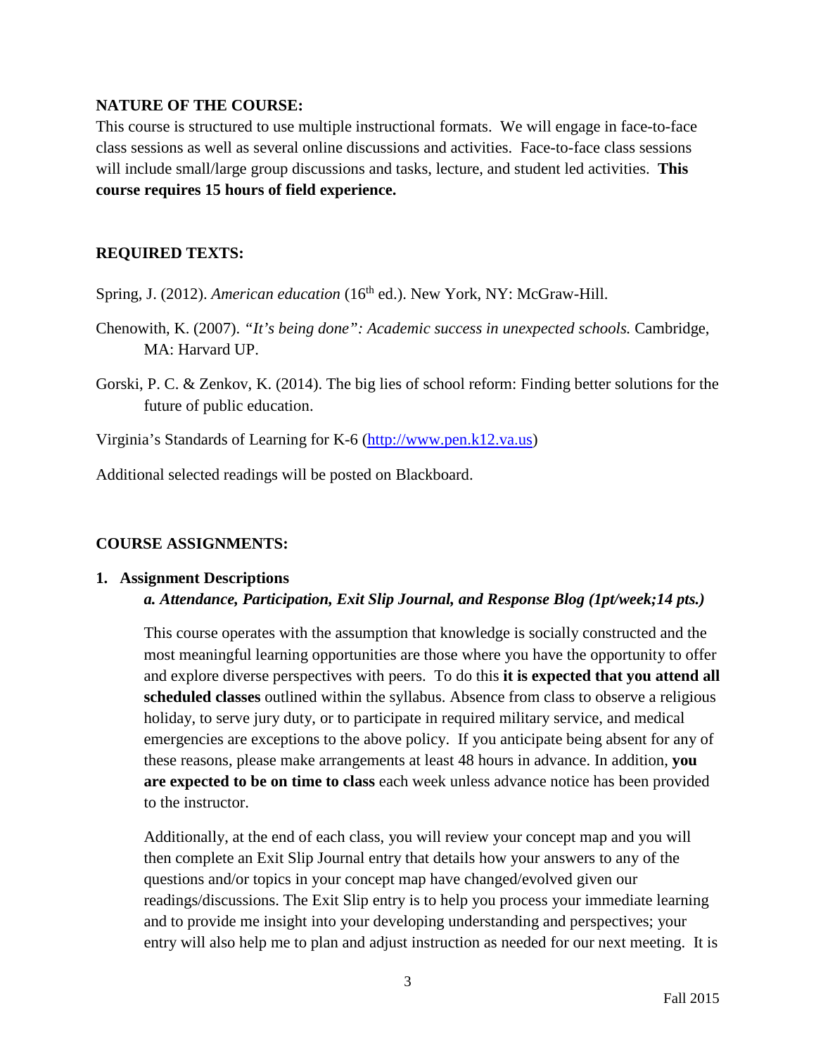**NATURE OF THE COURSE:**

This course is structured to use multiple instructional formats. We will engage in face-to-face class sessions as well as several online discussions and activities. Face-to-face class sessions will include small/large group discussions and tasks, lecture, and student led activities. **This course requires 15 hours of field experience.**

**REQUIRED TEXTS:**

Spring, J. (2012). *American education* (16th ed.). New York, NY: McGraw-Hill.

Chenowith, K. (2007). *"It's being done": Academic success in unexpected schools.* Cambridge, MA: Harvard UP.

Gorski, P. C. & Zenkov, K. (2014). The big lies of school reform: Finding better solutions for the future of public education.

Virginia's Standards of Learning for K-6 (http://www.pen.k12.va.us)

Additional selected readings will be posted on Blackboard.

**COURSE ASSIGNMENTS:**

**1. Assignment Descriptions**

***a. Attendance, Participation, Exit Slip Journal, and Response Blog (1pt/week;14 pts.)***

This course operates with the assumption that knowledge is socially constructed and the most meaningful learning opportunities are those where you have the opportunity to offer and explore diverse perspectives with peers. To do this **it is expected that you attend all scheduled classes** outlined within the syllabus. Absence from class to observe a religious holiday, to serve jury duty, or to participate in required military service, and medical emergencies are exceptions to the above policy. If you anticipate being absent for any of these reasons, please make arrangements at least 48 hours in advance. In addition, **you are expected to be on time to class** each week unless advance notice has been provided to the instructor.

Additionally, at the end of each class, you will review your concept map and you will then complete an Exit Slip Journal entry that details how your answers to any of the questions and/or topics in your concept map have changed/evolved given our readings/discussions. The Exit Slip entry is to help you process your immediate learning and to provide me insight into your developing understanding and perspectives; your entry will also help me to plan and adjust instruction as needed for our next meeting. It is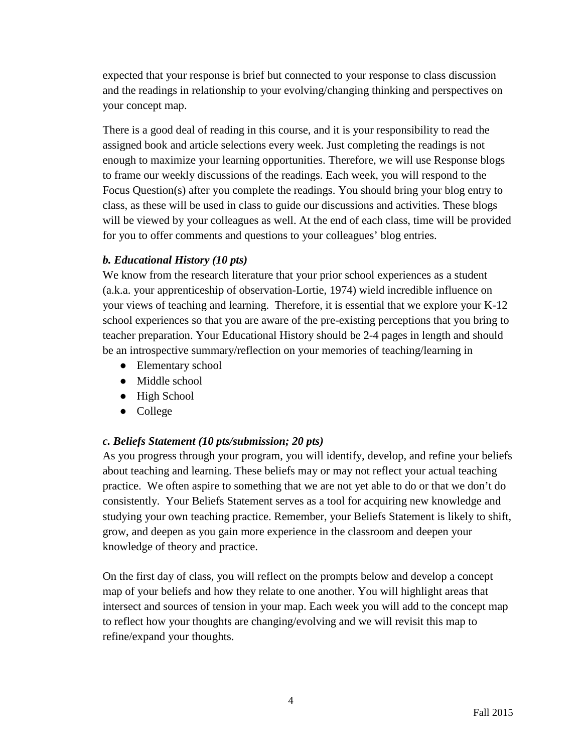expected that your response is brief but connected to your response to class discussion and the readings in relationship to your evolving/changing thinking and perspectives on your concept map.

There is a good deal of reading in this course, and it is your responsibility to read the assigned book and article selections every week. Just completing the readings is not enough to maximize your learning opportunities. Therefore, we will use Response blogs to frame our weekly discussions of the readings. Each week, you will respond to the Focus Question(s) after you complete the readings. You should bring your blog entry to class, as these will be used in class to guide our discussions and activities. These blogs will be viewed by your colleagues as well. At the end of each class, time will be provided for you to offer comments and questions to your colleagues' blog entries.

***b. Educational History (10 pts)***

We know from the research literature that your prior school experiences as a student (a.k.a. your apprenticeship of observation-Lortie, 1974) wield incredible influence on your views of teaching and learning. Therefore, it is essential that we explore your K-12 school experiences so that you are aware of the pre-existing perceptions that you bring to teacher preparation. Your Educational History should be 2-4 pages in length and should be an introspective summary/reflection on your memories of teaching/learning in

- Elementary school
- Middle school
- High School
- College

***c. Beliefs Statement (10 pts/submission; 20 pts)***

As you progress through your program, you will identify, develop, and refine your beliefs about teaching and learning. These beliefs may or may not reflect your actual teaching practice. We often aspire to something that we are not yet able to do or that we don't do consistently. Your Beliefs Statement serves as a tool for acquiring new knowledge and studying your own teaching practice. Remember, your Beliefs Statement is likely to shift, grow, and deepen as you gain more experience in the classroom and deepen your knowledge of theory and practice.

On the first day of class, you will reflect on the prompts below and develop a concept map of your beliefs and how they relate to one another. You will highlight areas that intersect and sources of tension in your map. Each week you will add to the concept map to reflect how your thoughts are changing/evolving and we will revisit this map to refine/expand your thoughts.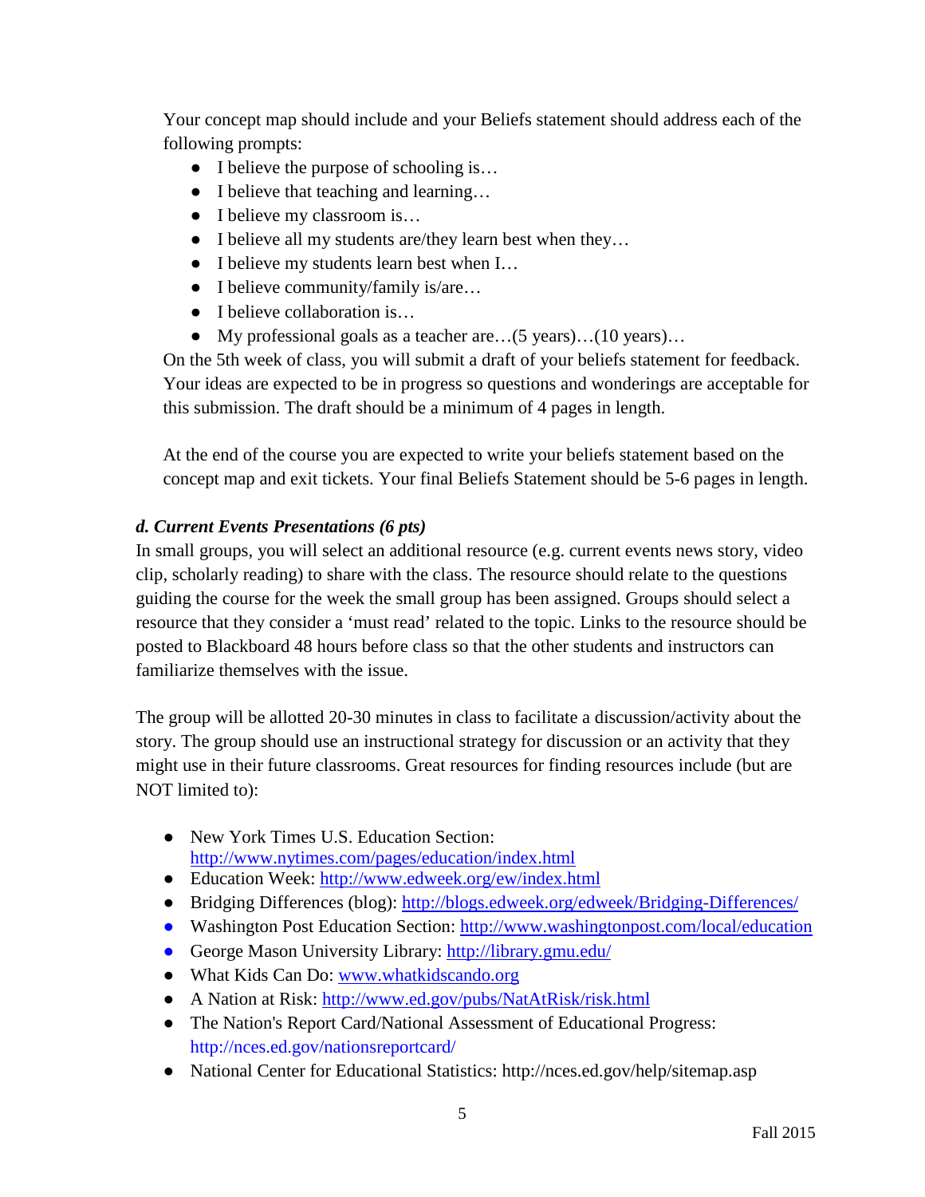Your concept map should include and your Beliefs statement should address each of the following prompts:

- I believe the purpose of schooling is…
- I believe that teaching and learning…
- I believe my classroom is…
- I believe all my students are/they learn best when they…
- I believe my students learn best when I…
- I believe community/family is/are…
- I believe collaboration is…
- My professional goals as a teacher are…(5 years)…(10 years)…

On the 5th week of class, you will submit a draft of your beliefs statement for feedback. Your ideas are expected to be in progress so questions and wonderings are acceptable for this submission. The draft should be a minimum of 4 pages in length.

At the end of the course you are expected to write your beliefs statement based on the concept map and exit tickets. Your final Beliefs Statement should be 5-6 pages in length.

***d. Current Events Presentations (6 pts)***

In small groups, you will select an additional resource (e.g. current events news story, video clip, scholarly reading) to share with the class. The resource should relate to the questions guiding the course for the week the small group has been assigned. Groups should select a resource that they consider a 'must read' related to the topic. Links to the resource should be posted to Blackboard 48 hours before class so that the other students and instructors can familiarize themselves with the issue.

The group will be allotted 20-30 minutes in class to facilitate a discussion/activity about the story. The group should use an instructional strategy for discussion or an activity that they might use in their future classrooms. Great resources for finding resources include (but are NOT limited to):

- New York Times U.S. Education Section: http://www.nytimes.com/pages/education/index.html
- Education Week: http://www.edweek.org/ew/index.html
- Bridging Differences (blog): http://blogs.edweek.org/edweek/Bridging-Differences/
- Washington Post Education Section: http://www.washingtonpost.com/local/education
- George Mason University Library: http://library.gmu.edu/
- What Kids Can Do: www.whatkidscando.org
- A Nation at Risk: http://www.ed.gov/pubs/NatAtRisk/risk.html
- The Nation's Report Card/National Assessment of Educational Progress: http://nces.ed.gov/nationsreportcard/
- National Center for Educational Statistics: http://nces.ed.gov/help/sitemap.asp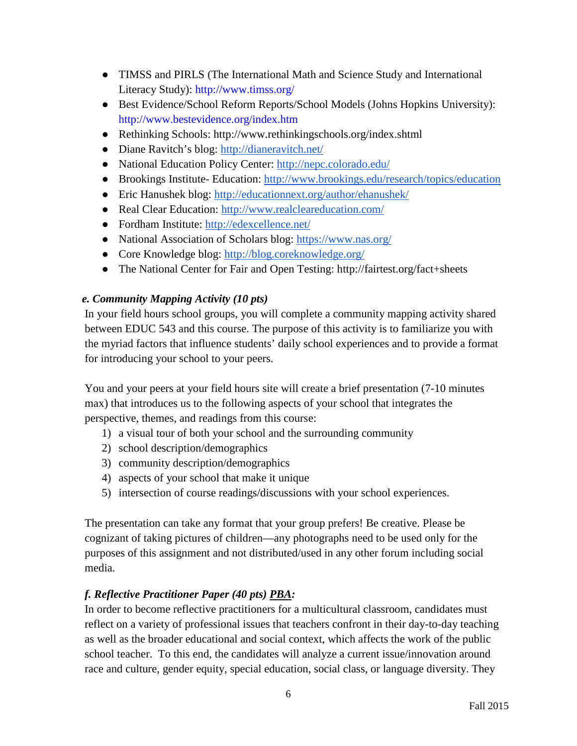- TIMSS and PIRLS (The International Math and Science Study and International Literacy Study): http://www.timss.org/
- Best Evidence/School Reform Reports/School Models (Johns Hopkins University): http://www.bestevidence.org/index.htm
- Rethinking Schools: http://www.rethinkingschools.org/index.shtml
- Diane Ravitch's blog: http://dianeravitch.net/
- National Education Policy Center: http://nepc.colorado.edu/
- Brookings Institute- Education: http://www.brookings.edu/research/topics/education
- Eric Hanushek blog: http://educationnext.org/author/ehanushek/
- Real Clear Education: http://www.realcleareducation.com/
- Fordham Institute: http://edexcellence.net/
- National Association of Scholars blog: https://www.nas.org/
- Core Knowledge blog: http://blog.coreknowledge.org/
- The National Center for Fair and Open Testing: http://fairtest.org/fact+sheets

***e. Community Mapping Activity (10 pts)***

In your field hours school groups, you will complete a community mapping activity shared between EDUC 543 and this course. The purpose of this activity is to familiarize you with the myriad factors that influence students' daily school experiences and to provide a format for introducing your school to your peers.

You and your peers at your field hours site will create a brief presentation (7-10 minutes max) that introduces us to the following aspects of your school that integrates the perspective, themes, and readings from this course:

1) a visual tour of both your school and the surrounding community
2) school description/demographics
3) community description/demographics
4) aspects of your school that make it unique
5) intersection of course readings/discussions with your school experiences.

The presentation can take any format that your group prefers! Be creative. Please be cognizant of taking pictures of children—any photographs need to be used only for the purposes of this assignment and not distributed/used in any other forum including social media.

***f. Reflective Practitioner Paper (40 pts) <u>PBA</u>:***

In order to become reflective practitioners for a multicultural classroom, candidates must reflect on a variety of professional issues that teachers confront in their day-to-day teaching as well as the broader educational and social context, which affects the work of the public school teacher. To this end, the candidates will analyze a current issue/innovation around race and culture, gender equity, special education, social class, or language diversity. They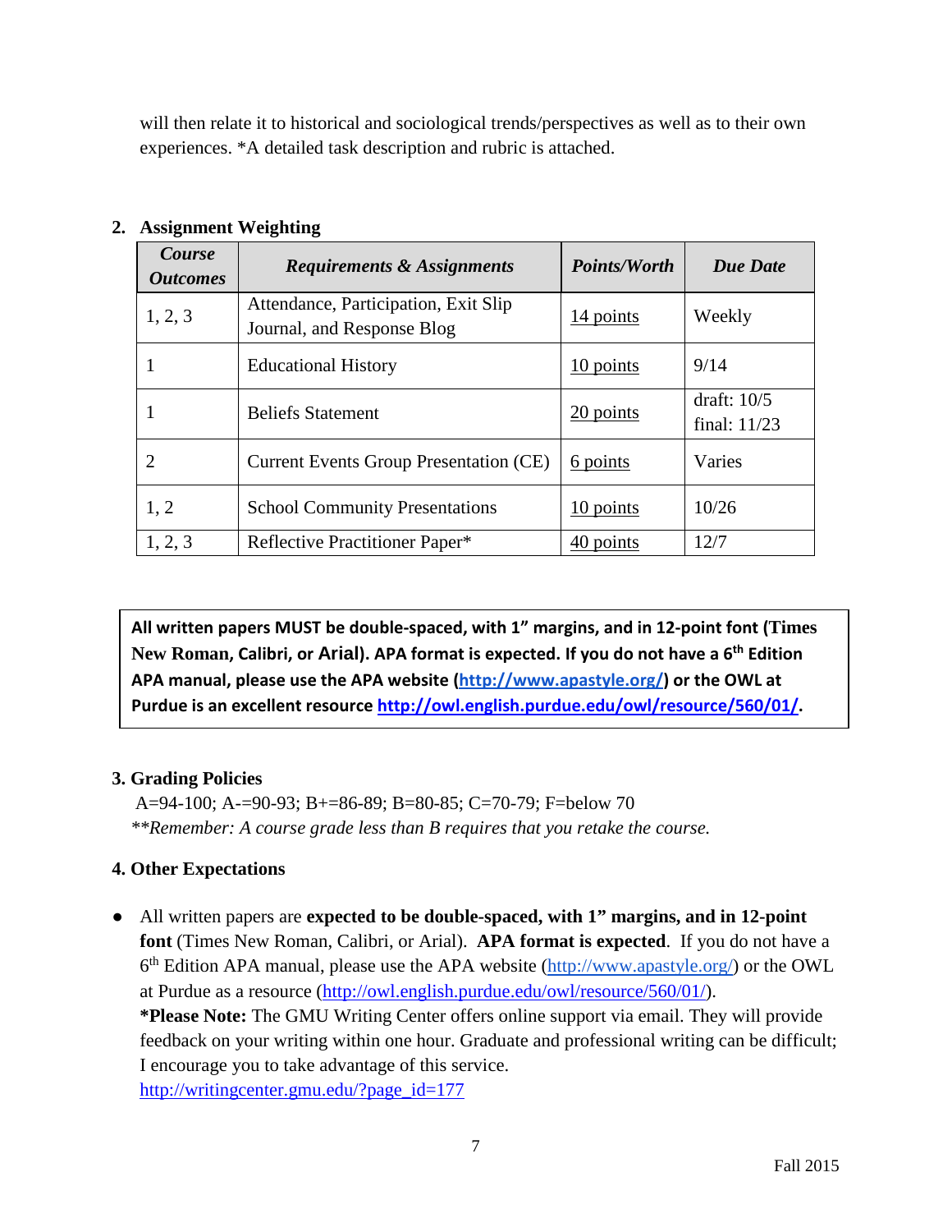will then relate it to historical and sociological trends/perspectives as well as to their own experiences. *A detailed task description and rubric is attached.

## 2. Assignment Weighting

| ***Course Outcomes*** | ***Requirements & Assignments*** | ***Points/Worth*** | ***Due Date*** |
|---|---|---|---|
| 1, 2, 3 | Attendance, Participation, Exit Slip Journal, and Response Blog | 14 points | Weekly |
| 1 | Educational History | 10 points | 9/14 |
| 1 | Beliefs Statement | 20 points | draft: 10/5<br>final: 11/23 |
| 2 | Current Events Group Presentation (CE) | 6 points | Varies |
| 1, 2 | School Community Presentations | 10 points | 10/26 |
| 1, 2, 3 | Reflective Practitioner Paper* | 40 points | 12/7 |

**All written papers MUST be double-spaced, with 1" margins, and in 12-point font (Times New Roman, Calibri, or Arial). APA format is expected. If you do not have a 6th Edition APA manual, please use the APA website (http://www.apastyle.org/) or the OWL at Purdue is an excellent resource http://owl.english.purdue.edu/owl/resource/560/01/.**

## 3. Grading Policies

A=94-100; A-=90-93; B+=86-89; B=80-85; C=70-79; F=below 70

***Remember: A course grade less than B requires that you retake the course.*

## 4. Other Expectations

- All written papers are **expected to be double-spaced, with 1" margins, and in 12-point font** (Times New Roman, Calibri, or Arial). **APA format is expected**. If you do not have a 6th Edition APA manual, please use the APA website (http://www.apastyle.org/) or the OWL at Purdue as a resource (http://owl.english.purdue.edu/owl/resource/560/01/).
  ***Please Note:** The GMU Writing Center offers online support via email. They will provide feedback on your writing within one hour. Graduate and professional writing can be difficult; I encourage you to take advantage of this service.
  http://writingcenter.gmu.edu/?page_id=177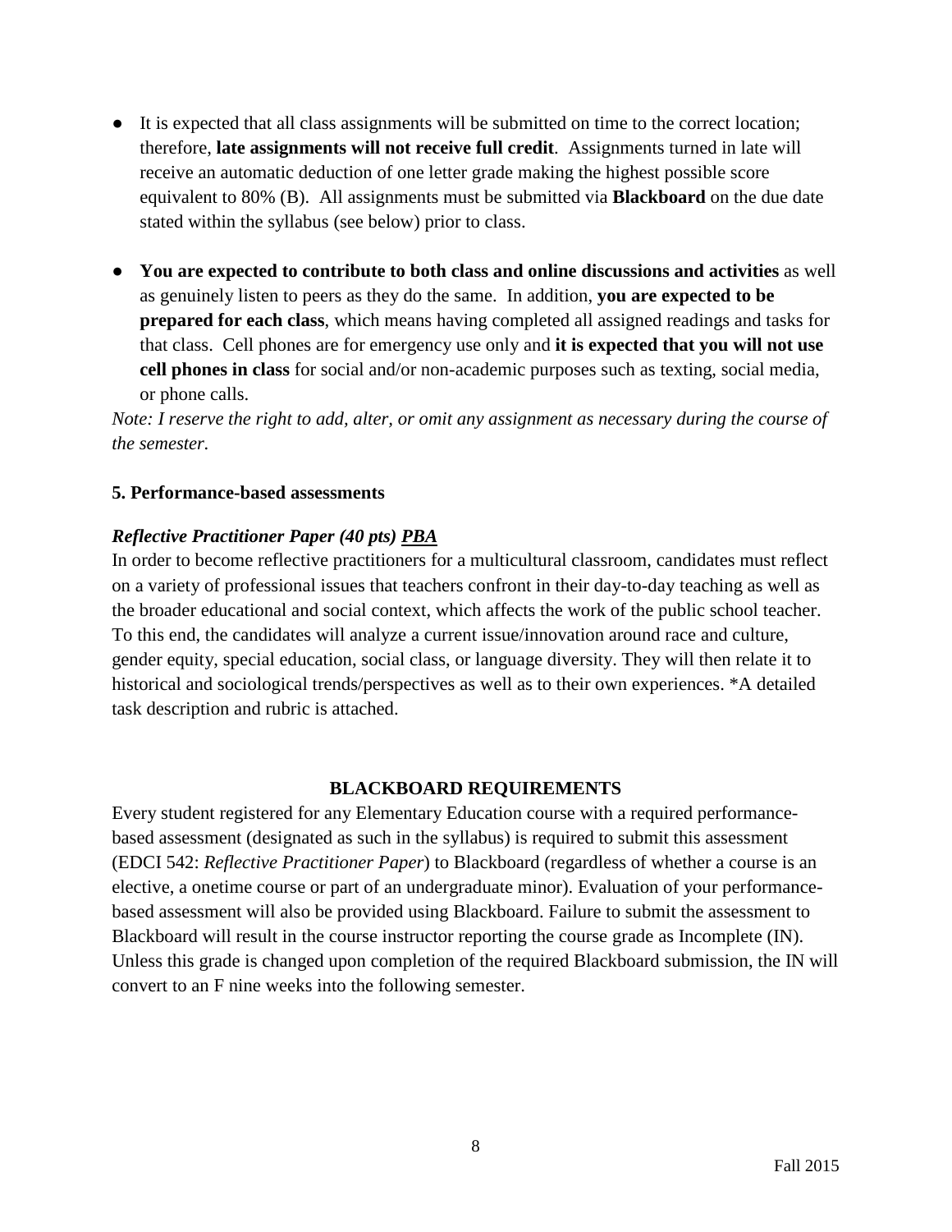- It is expected that all class assignments will be submitted on time to the correct location; therefore, **late assignments will not receive full credit**. Assignments turned in late will receive an automatic deduction of one letter grade making the highest possible score equivalent to 80% (B). All assignments must be submitted via **Blackboard** on the due date stated within the syllabus (see below) prior to class.

- **You are expected to contribute to both class and online discussions and activities** as well as genuinely listen to peers as they do the same. In addition, **you are expected to be prepared for each class**, which means having completed all assigned readings and tasks for that class. Cell phones are for emergency use only and **it is expected that you will not use cell phones in class** for social and/or non-academic purposes such as texting, social media, or phone calls.

*Note: I reserve the right to add, alter, or omit any assignment as necessary during the course of the semester.*

**5. Performance-based assessments**

***Reflective Practitioner Paper (40 pts) <u>PBA</u>***

In order to become reflective practitioners for a multicultural classroom, candidates must reflect on a variety of professional issues that teachers confront in their day-to-day teaching as well as the broader educational and social context, which affects the work of the public school teacher. To this end, the candidates will analyze a current issue/innovation around race and culture, gender equity, special education, social class, or language diversity. They will then relate it to historical and sociological trends/perspectives as well as to their own experiences. *A detailed task description and rubric is attached.

**BLACKBOARD REQUIREMENTS**

Every student registered for any Elementary Education course with a required performance-based assessment (designated as such in the syllabus) is required to submit this assessment (EDCI 542: *Reflective Practitioner Paper*) to Blackboard (regardless of whether a course is an elective, a onetime course or part of an undergraduate minor). Evaluation of your performance-based assessment will also be provided using Blackboard. Failure to submit the assessment to Blackboard will result in the course instructor reporting the course grade as Incomplete (IN). Unless this grade is changed upon completion of the required Blackboard submission, the IN will convert to an F nine weeks into the following semester.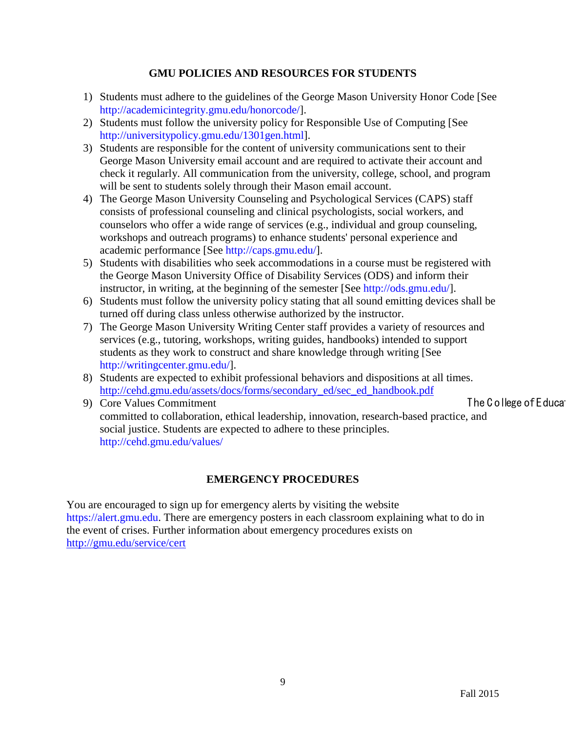## GMU POLICIES AND RESOURCES FOR STUDENTS

1) Students must adhere to the guidelines of the George Mason University Honor Code [See http://academicintegrity.gmu.edu/honorcode/].
2) Students must follow the university policy for Responsible Use of Computing [See http://universitypolicy.gmu.edu/1301gen.html].
3) Students are responsible for the content of university communications sent to their George Mason University email account and are required to activate their account and check it regularly. All communication from the university, college, school, and program will be sent to students solely through their Mason email account.
4) The George Mason University Counseling and Psychological Services (CAPS) staff consists of professional counseling and clinical psychologists, social workers, and counselors who offer a wide range of services (e.g., individual and group counseling, workshops and outreach programs) to enhance students' personal experience and academic performance [See http://caps.gmu.edu/].
5) Students with disabilities who seek accommodations in a course must be registered with the George Mason University Office of Disability Services (ODS) and inform their instructor, in writing, at the beginning of the semester [See http://ods.gmu.edu/].
6) Students must follow the university policy stating that all sound emitting devices shall be turned off during class unless otherwise authorized by the instructor.
7) The George Mason University Writing Center staff provides a variety of resources and services (e.g., tutoring, workshops, writing guides, handbooks) intended to support students as they work to construct and share knowledge through writing [See http://writingcenter.gmu.edu/].
8) Students are expected to exhibit professional behaviors and dispositions at all times. http://cehd.gmu.edu/assets/docs/forms/secondary_ed/sec_ed_handbook.pdf
9) Core Values Commitment The College of Educa committed to collaboration, ethical leadership, innovation, research-based practice, and social justice. Students are expected to adhere to these principles. http://cehd.gmu.edu/values/

## EMERGENCY PROCEDURES

You are encouraged to sign up for emergency alerts by visiting the website https://alert.gmu.edu. There are emergency posters in each classroom explaining what to do in the event of crises. Further information about emergency procedures exists on http://gmu.edu/service/cert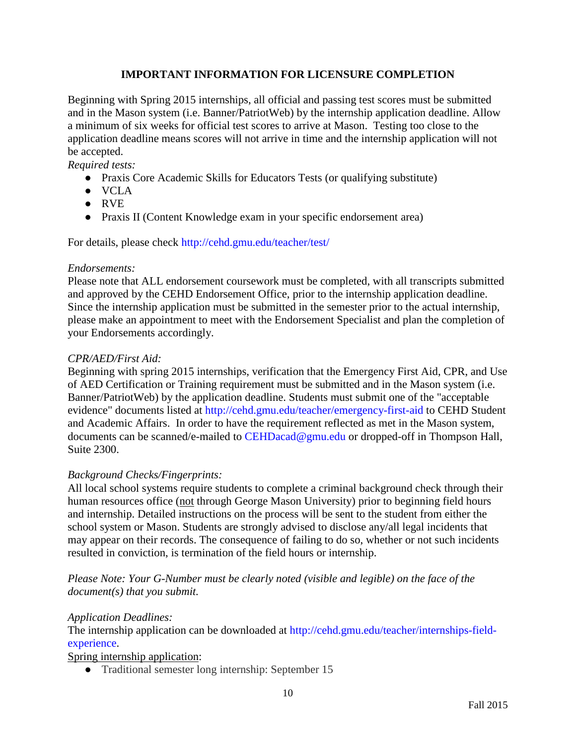## IMPORTANT INFORMATION FOR LICENSURE COMPLETION

Beginning with Spring 2015 internships, all official and passing test scores must be submitted and in the Mason system (i.e. Banner/PatriotWeb) by the internship application deadline. Allow a minimum of six weeks for official test scores to arrive at Mason. Testing too close to the application deadline means scores will not arrive in time and the internship application will not be accepted.

*Required tests:*

- Praxis Core Academic Skills for Educators Tests (or qualifying substitute)
- VCLA
- RVE
- Praxis II (Content Knowledge exam in your specific endorsement area)

For details, please check http://cehd.gmu.edu/teacher/test/

*Endorsements:*

Please note that ALL endorsement coursework must be completed, with all transcripts submitted and approved by the CEHD Endorsement Office, prior to the internship application deadline. Since the internship application must be submitted in the semester prior to the actual internship, please make an appointment to meet with the Endorsement Specialist and plan the completion of your Endorsements accordingly.

*CPR/AED/First Aid:*

Beginning with spring 2015 internships, verification that the Emergency First Aid, CPR, and Use of AED Certification or Training requirement must be submitted and in the Mason system (i.e. Banner/PatriotWeb) by the application deadline. Students must submit one of the "acceptable evidence" documents listed at http://cehd.gmu.edu/teacher/emergency-first-aid to CEHD Student and Academic Affairs. In order to have the requirement reflected as met in the Mason system, documents can be scanned/e-mailed to CEHDacad@gmu.edu or dropped-off in Thompson Hall, Suite 2300.

*Background Checks/Fingerprints:*

All local school systems require students to complete a criminal background check through their human resources office (<u>not</u> through George Mason University) prior to beginning field hours and internship. Detailed instructions on the process will be sent to the student from either the school system or Mason. Students are strongly advised to disclose any/all legal incidents that may appear on their records. The consequence of failing to do so, whether or not such incidents resulted in conviction, is termination of the field hours or internship.

*Please Note: Your G-Number must be clearly noted (visible and legible) on the face of the document(s) that you submit.*

*Application Deadlines:*

The internship application can be downloaded at http://cehd.gmu.edu/teacher/internships-field-experience.

<u>Spring internship application</u>:

- Traditional semester long internship: September 15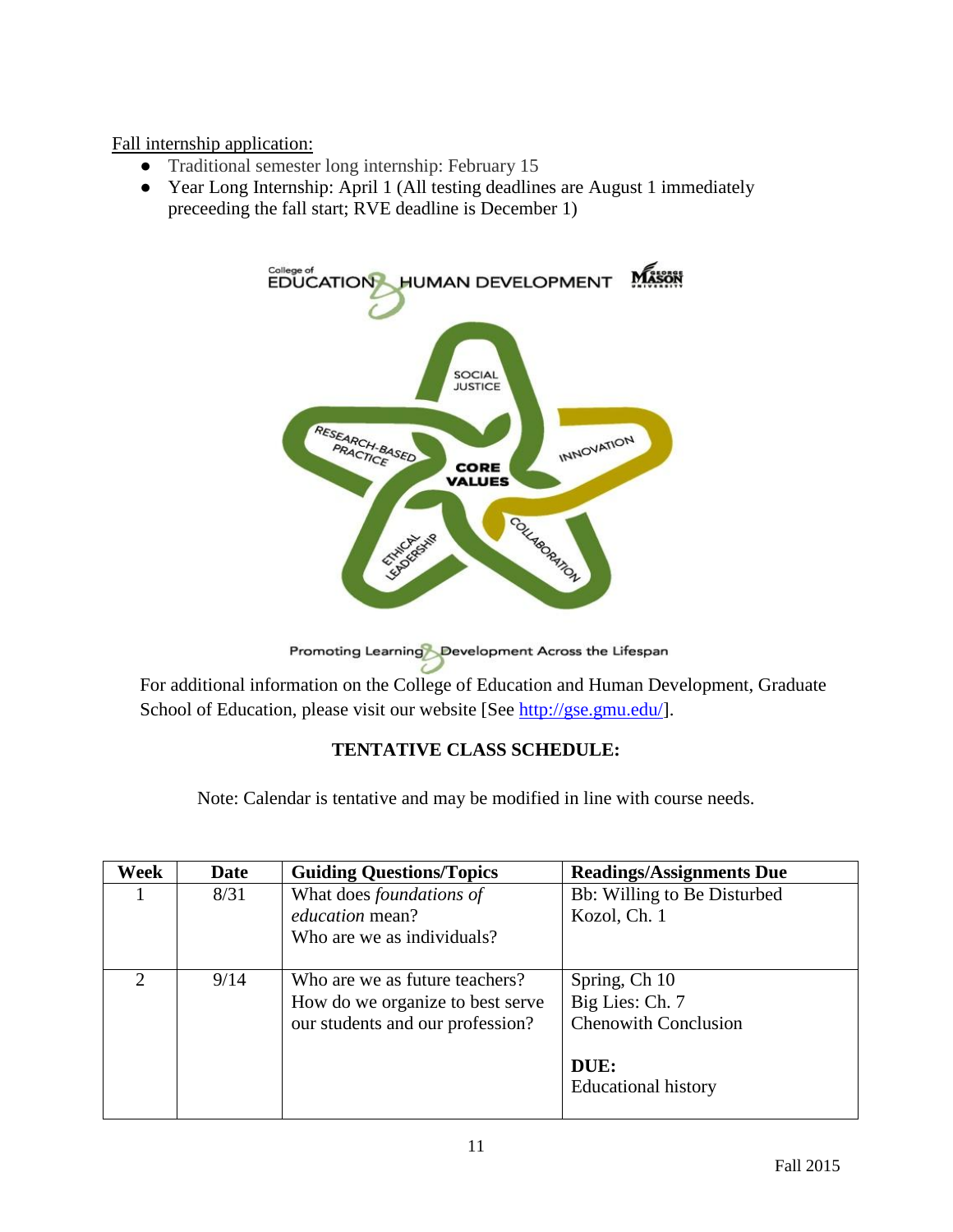Fall internship application:

- Traditional semester long internship: February 15
- Year Long Internship: April 1 (All testing deadlines are August 1 immediately preceeding the fall start; RVE deadline is December 1)

For additional information on the College of Education and Human Development, Graduate School of Education, please visit our website [See http://gse.gmu.edu/].

**TENTATIVE CLASS SCHEDULE:**

Note: Calendar is tentative and may be modified in line with course needs.

| Week | Date | Guiding Questions/Topics | Readings/Assignments Due |
|---|---|---|---|
| 1 | 8/31 | What does *foundations of education* mean?<br>Who are we as individuals? | Bb: Willing to Be Disturbed<br>Kozol, Ch. 1 |
| 2 | 9/14 | Who are we as future teachers?<br>How do we organize to best serve our students and our profession? | Spring, Ch 10<br>Big Lies: Ch. 7<br>Chenowith Conclusion<br><br>**DUE:**<br>Educational history |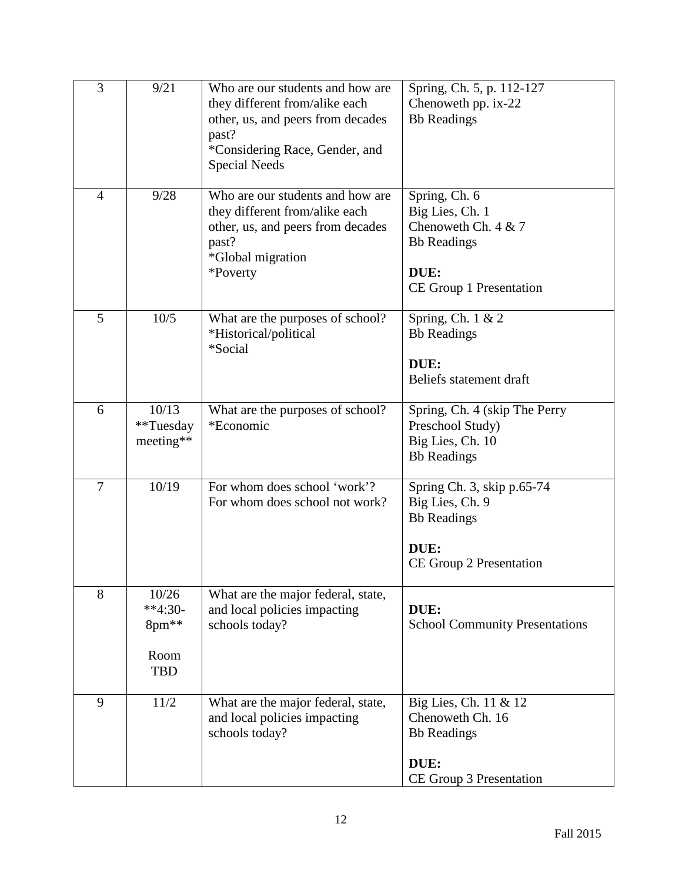| 3 | 9/21 | Who are our students and how are they different from/alike each other, us, and peers from decades past?<br>*Considering Race, Gender, and Special Needs | Spring, Ch. 5, p. 112-127<br>Chenoweth pp. ix-22<br>Bb Readings |
|---|---|---|---|
| 4 | 9/28 | Who are our students and how are they different from/alike each other, us, and peers from decades past?<br>*Global migration<br>*Poverty | Spring, Ch. 6<br>Big Lies, Ch. 1<br>Chenoweth Ch. 4 & 7<br>Bb Readings<br><br>**DUE:**<br>CE Group 1 Presentation |
| 5 | 10/5 | What are the purposes of school?<br>*Historical/political<br>*Social | Spring, Ch. 1 & 2<br>Bb Readings<br><br>**DUE:**<br>Beliefs statement draft |
| 6 | 10/13<br>**Tuesday meeting** | What are the purposes of school?<br>*Economic | Spring, Ch. 4 (skip The Perry Preschool Study)<br>Big Lies, Ch. 10<br>Bb Readings |
| 7 | 10/19 | For whom does school 'work'?<br>For whom does school not work? | Spring Ch. 3, skip p.65-74<br>Big Lies, Ch. 9<br>Bb Readings<br><br>**DUE:**<br>CE Group 2 Presentation |
| 8 | 10/26<br>**4:30-8pm**<br><br>Room TBD | What are the major federal, state, and local policies impacting schools today? | **DUE:**<br>School Community Presentations |
| 9 | 11/2 | What are the major federal, state, and local policies impacting schools today? | Big Lies, Ch. 11 & 12<br>Chenoweth Ch. 16<br>Bb Readings<br><br>**DUE:**<br>CE Group 3 Presentation |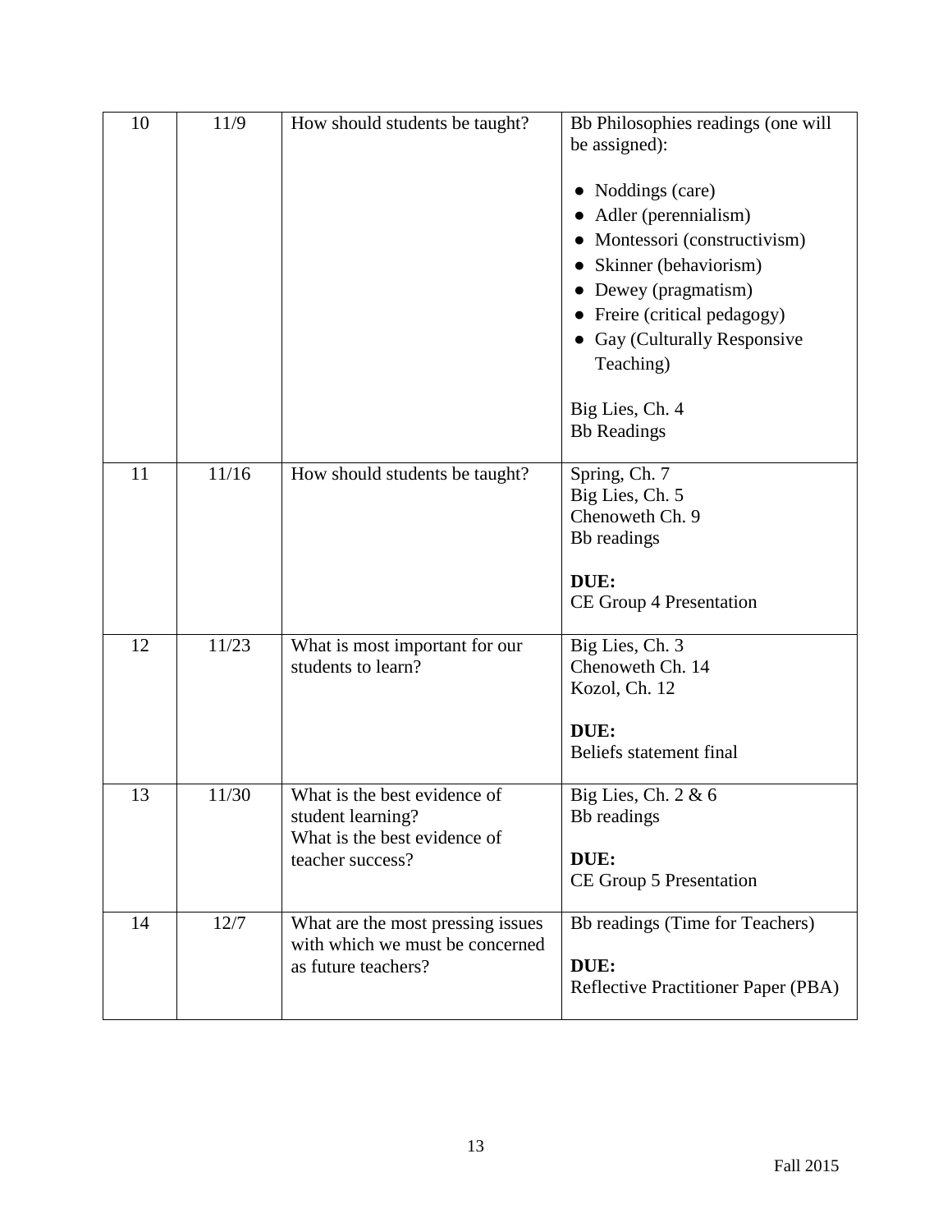| 10 | 11/9 | How should students be taught? | Bb Philosophies readings (one will be assigned):<br><br>● Noddings (care)<br>● Adler (perennialism)<br>● Montessori (constructivism)<br>● Skinner (behaviorism)<br>● Dewey (pragmatism)<br>● Freire (critical pedagogy)<br>● Gay (Culturally Responsive Teaching)<br><br>Big Lies, Ch. 4<br>Bb Readings |
|---|---|---|---|
| 11 | 11/16 | How should students be taught? | Spring, Ch. 7<br>Big Lies, Ch. 5<br>Chenoweth Ch. 9<br>Bb readings<br><br>**DUE:**<br>CE Group 4 Presentation |
| 12 | 11/23 | What is most important for our students to learn? | Big Lies, Ch. 3<br>Chenoweth Ch. 14<br>Kozol, Ch. 12<br><br>**DUE:**<br>Beliefs statement final |
| 13 | 11/30 | What is the best evidence of student learning?<br>What is the best evidence of teacher success? | Big Lies, Ch. 2 & 6<br>Bb readings<br><br>**DUE:**<br>CE Group 5 Presentation |
| 14 | 12/7 | What are the most pressing issues with which we must be concerned as future teachers? | Bb readings (Time for Teachers)<br><br>**DUE:**<br>Reflective Practitioner Paper (PBA) |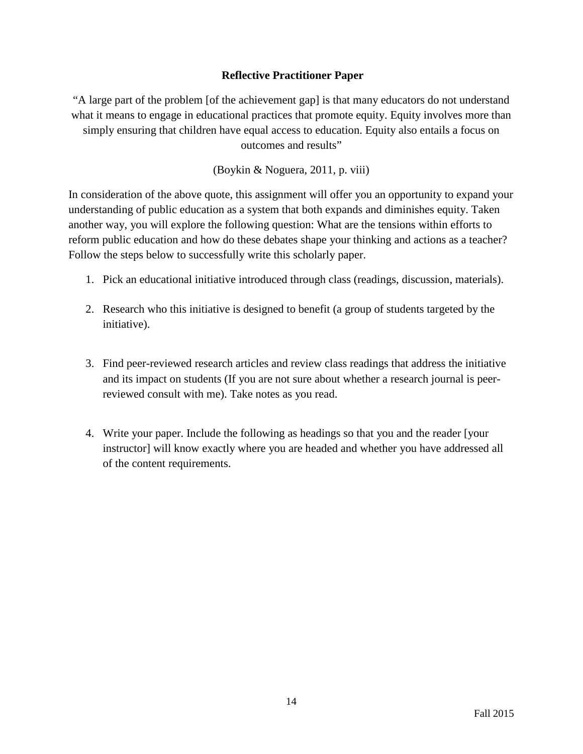## Reflective Practitioner Paper

"A large part of the problem [of the achievement gap] is that many educators do not understand what it means to engage in educational practices that promote equity. Equity involves more than simply ensuring that children have equal access to education. Equity also entails a focus on outcomes and results"

(Boykin & Noguera, 2011, p. viii)

In consideration of the above quote, this assignment will offer you an opportunity to expand your understanding of public education as a system that both expands and diminishes equity. Taken another way, you will explore the following question: What are the tensions within efforts to reform public education and how do these debates shape your thinking and actions as a teacher? Follow the steps below to successfully write this scholarly paper.

1. Pick an educational initiative introduced through class (readings, discussion, materials).

2. Research who this initiative is designed to benefit (a group of students targeted by the initiative).

3. Find peer-reviewed research articles and review class readings that address the initiative and its impact on students (If you are not sure about whether a research journal is peer-reviewed consult with me). Take notes as you read.

4. Write your paper. Include the following as headings so that you and the reader [your instructor] will know exactly where you are headed and whether you have addressed all of the content requirements.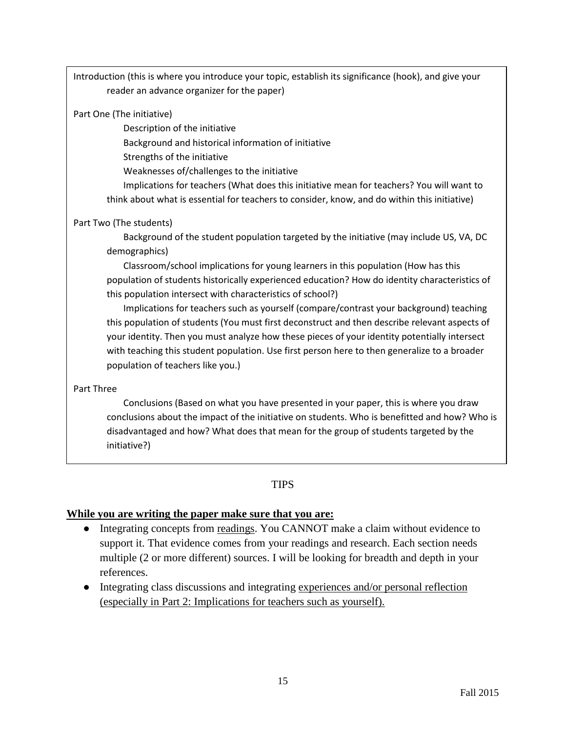Introduction (this is where you introduce your topic, establish its significance (hook), and give your reader an advance organizer for the paper)

Part One (The initiative)

- Description of the initiative
- Background and historical information of initiative
- Strengths of the initiative
- Weaknesses of/challenges to the initiative
- Implications for teachers (What does this initiative mean for teachers? You will want to think about what is essential for teachers to consider, know, and do within this initiative)

Part Two (The students)

- Background of the student population targeted by the initiative (may include US, VA, DC demographics)
- Classroom/school implications for young learners in this population (How has this population of students historically experienced education? How do identity characteristics of this population intersect with characteristics of school?)
- Implications for teachers such as yourself (compare/contrast your background) teaching this population of students (You must first deconstruct and then describe relevant aspects of your identity. Then you must analyze how these pieces of your identity potentially intersect with teaching this student population. Use first person here to then generalize to a broader population of teachers like you.)

Part Three

- Conclusions (Based on what you have presented in your paper, this is where you draw conclusions about the impact of the initiative on students. Who is benefitted and how? Who is disadvantaged and how? What does that mean for the group of students targeted by the initiative?)

## TIPS

**<u>While you are writing the paper make sure that you are:</u>**

- Integrating concepts from <u>readings</u>. You CANNOT make a claim without evidence to support it. That evidence comes from your readings and research. Each section needs multiple (2 or more different) sources. I will be looking for breadth and depth in your references.
- Integrating class discussions and integrating <u>experiences and/or personal reflection (especially in Part 2: Implications for teachers such as yourself).</u>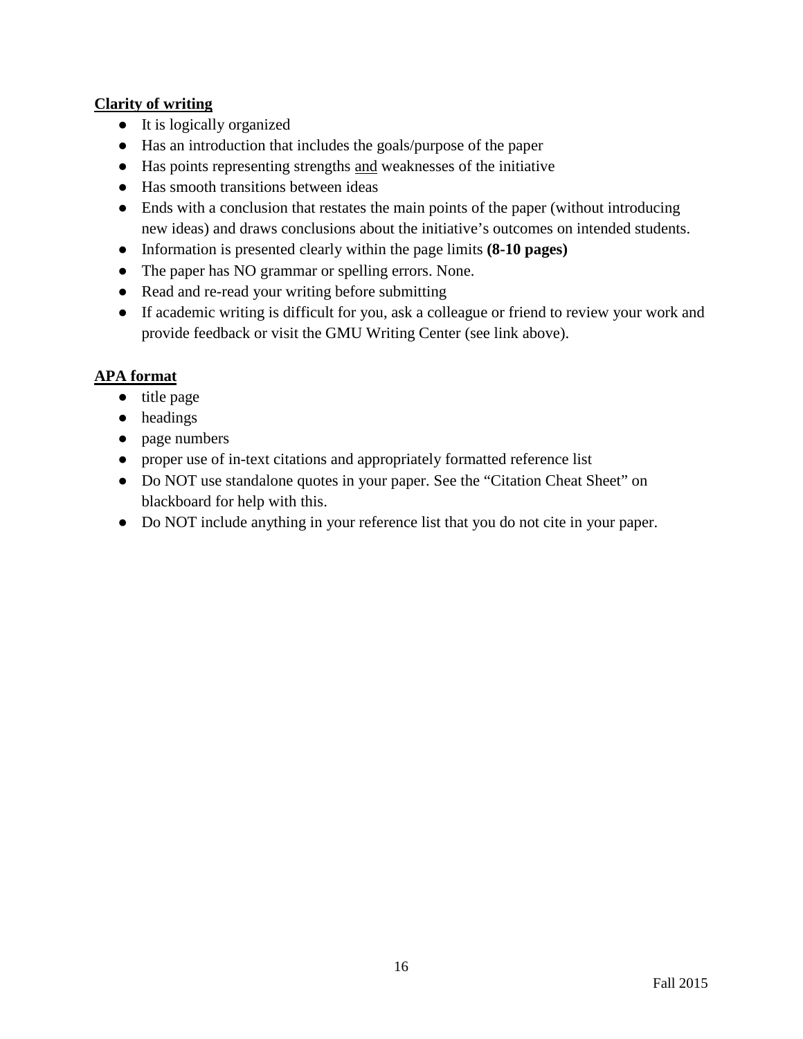**<u>Clarity of writing</u>**

- It is logically organized
- Has an introduction that includes the goals/purpose of the paper
- Has points representing strengths <u>and</u> weaknesses of the initiative
- Has smooth transitions between ideas
- Ends with a conclusion that restates the main points of the paper (without introducing new ideas) and draws conclusions about the initiative's outcomes on intended students.
- Information is presented clearly within the page limits **(8-10 pages)**
- The paper has NO grammar or spelling errors. None.
- Read and re-read your writing before submitting
- If academic writing is difficult for you, ask a colleague or friend to review your work and provide feedback or visit the GMU Writing Center (see link above).

**<u>APA format</u>**

- title page
- headings
- page numbers
- proper use of in-text citations and appropriately formatted reference list
- Do NOT use standalone quotes in your paper. See the "Citation Cheat Sheet" on blackboard for help with this.
- Do NOT include anything in your reference list that you do not cite in your paper.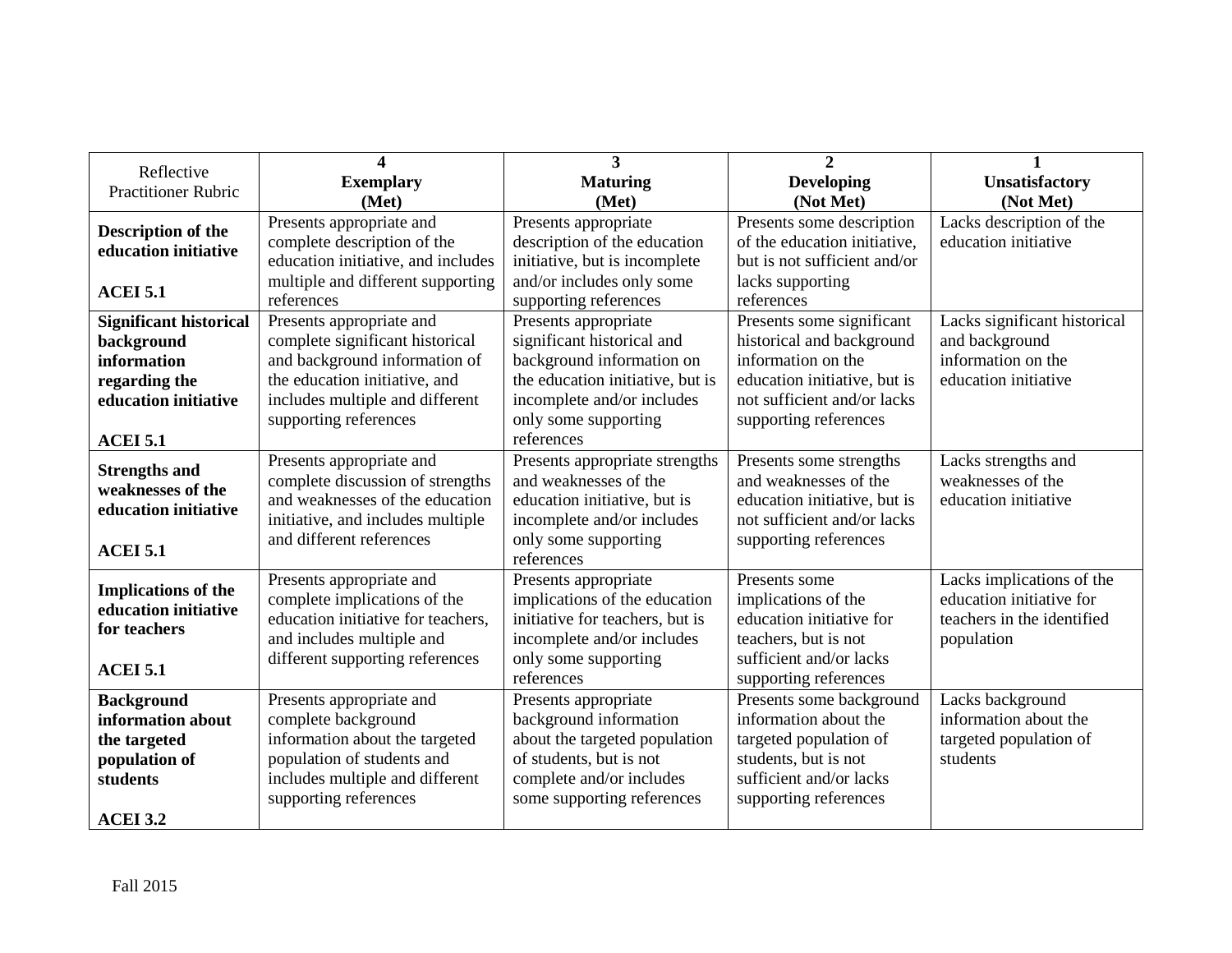| Reflective Practitioner Rubric | **4 Exemplary (Met)** | **3 Maturing (Met)** | **2 Developing (Not Met)** | **1 Unsatisfactory (Not Met)** |
|---|---|---|---|---|
| **Description of the education initiative** **ACEI 5.1** | Presents appropriate and complete description of the education initiative, and includes multiple and different supporting references | Presents appropriate description of the education initiative, but is incomplete and/or includes only some supporting references | Presents some description of the education initiative, but is not sufficient and/or lacks supporting references | Lacks description of the education initiative |
| **Significant historical background information regarding the education initiative** **ACEI 5.1** | Presents appropriate and complete significant historical and background information of the education initiative, and includes multiple and different supporting references | Presents appropriate significant historical and background information on the education initiative, but is incomplete and/or includes only some supporting references | Presents some significant historical and background information on the education initiative, but is not sufficient and/or lacks supporting references | Lacks significant historical and background information on the education initiative |
| **Strengths and weaknesses of the education initiative** **ACEI 5.1** | Presents appropriate and complete discussion of strengths and weaknesses of the education initiative, and includes multiple and different references | Presents appropriate strengths and weaknesses of the education initiative, but is incomplete and/or includes only some supporting references | Presents some strengths and weaknesses of the education initiative, but is not sufficient and/or lacks supporting references | Lacks strengths and weaknesses of the education initiative |
| **Implications of the education initiative for teachers** **ACEI 5.1** | Presents appropriate and complete implications of the education initiative for teachers, and includes multiple and different supporting references | Presents appropriate implications of the education initiative for teachers, but is incomplete and/or includes only some supporting references | Presents some implications of the education initiative for teachers, but is not sufficient and/or lacks supporting references | Lacks implications of the education initiative for teachers in the identified population |
| **Background information about the targeted population of students** **ACEI 3.2** | Presents appropriate and complete background information about the targeted population of students and includes multiple and different supporting references | Presents appropriate background information about the targeted population of students, but is not complete and/or includes some supporting references | Presents some background information about the targeted population of students, but is not sufficient and/or lacks supporting references | Lacks background information about the targeted population of students |

Fall 2015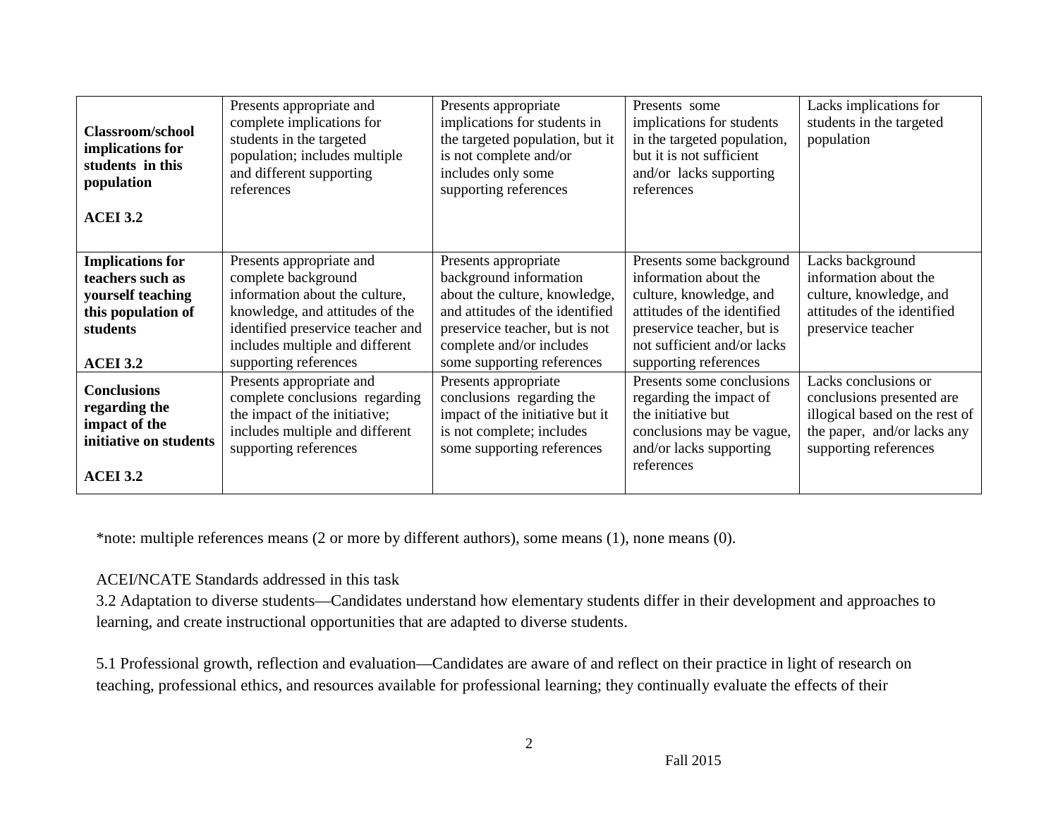| | | | | |
|---|---|---|---|---|
| **Classroom/school implications for students in this population**<br><br>**ACEI 3.2** | Presents appropriate and complete implications for students in the targeted population; includes multiple and different supporting references | Presents appropriate implications for students in the targeted population, but it is not complete and/or includes only some supporting references | Presents some implications for students in the targeted population, but it is not sufficient and/or lacks supporting references | Lacks implications for students in the targeted population |
| **Implications for teachers such as yourself teaching this population of students**<br><br>**ACEI 3.2** | Presents appropriate and complete background information about the culture, knowledge, and attitudes of the identified preservice teacher and includes multiple and different supporting references | Presents appropriate background information about the culture, knowledge, and attitudes of the identified preservice teacher, but is not complete and/or includes some supporting references | Presents some background information about the culture, knowledge, and attitudes of the identified preservice teacher, but is not sufficient and/or lacks supporting references | Lacks background information about the culture, knowledge, and attitudes of the identified preservice teacher |
| **Conclusions regarding the impact of the initiative on students**<br><br>**ACEI 3.2** | Presents appropriate and complete conclusions regarding the impact of the initiative; includes multiple and different supporting references | Presents appropriate conclusions regarding the impact of the initiative but it is not complete; includes some supporting references | Presents some conclusions regarding the impact of the initiative but conclusions may be vague, and/or lacks supporting references | Lacks conclusions or conclusions presented are illogical based on the rest of the paper, and/or lacks any supporting references |

*note: multiple references means (2 or more by different authors), some means (1), none means (0).

ACEI/NCATE Standards addressed in this task

3.2 Adaptation to diverse students—Candidates understand how elementary students differ in their development and approaches to learning, and create instructional opportunities that are adapted to diverse students.

5.1 Professional growth, reflection and evaluation—Candidates are aware of and reflect on their practice in light of research on teaching, professional ethics, and resources available for professional learning; they continually evaluate the effects of their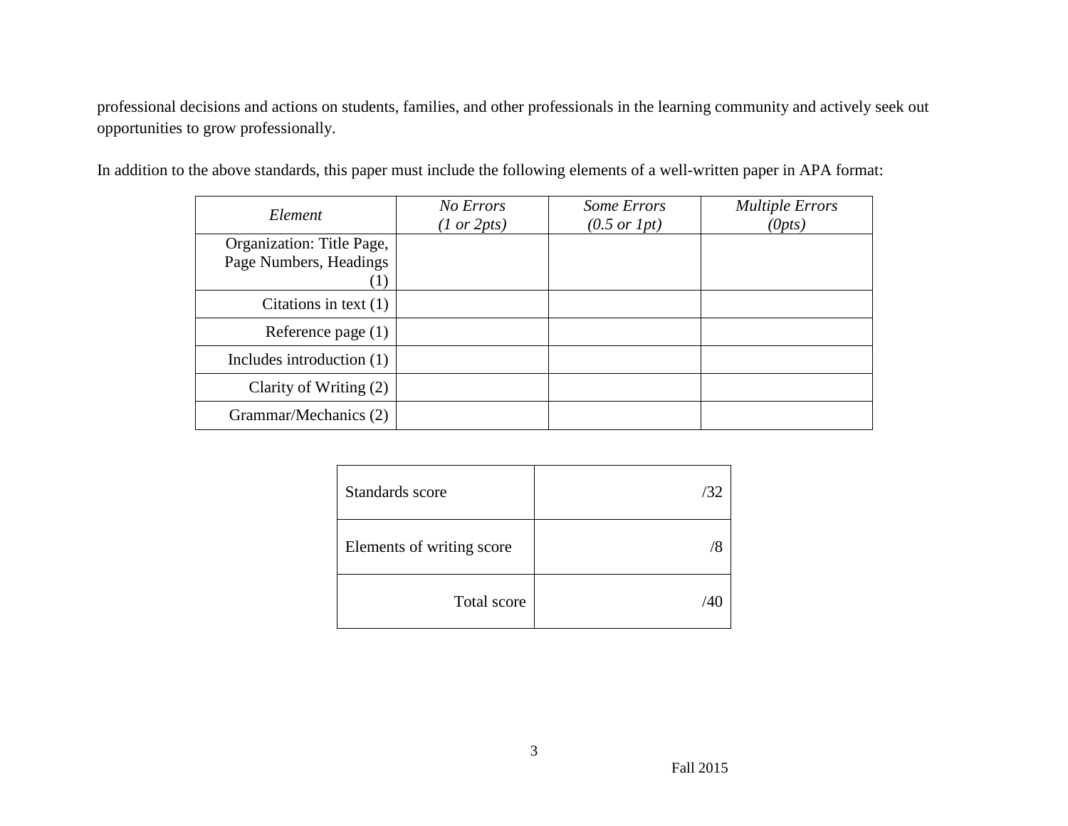professional decisions and actions on students, families, and other professionals in the learning community and actively seek out opportunities to grow professionally.

In addition to the above standards, this paper must include the following elements of a well-written paper in APA format:

| *Element* | *No Errors (1 or 2pts)* | *Some Errors (0.5 or 1pt)* | *Multiple Errors (0pts)* |
|---|---|---|---|
| Organization: Title Page, Page Numbers, Headings (1) | | | |
| Citations in text (1) | | | |
| Reference page (1) | | | |
| Includes introduction (1) | | | |
| Clarity of Writing (2) | | | |
| Grammar/Mechanics (2) | | | |

| | |
|---|---|
| Standards score | /32 |
| Elements of writing score | /8 |
| Total score | /40 |

Fall 2015